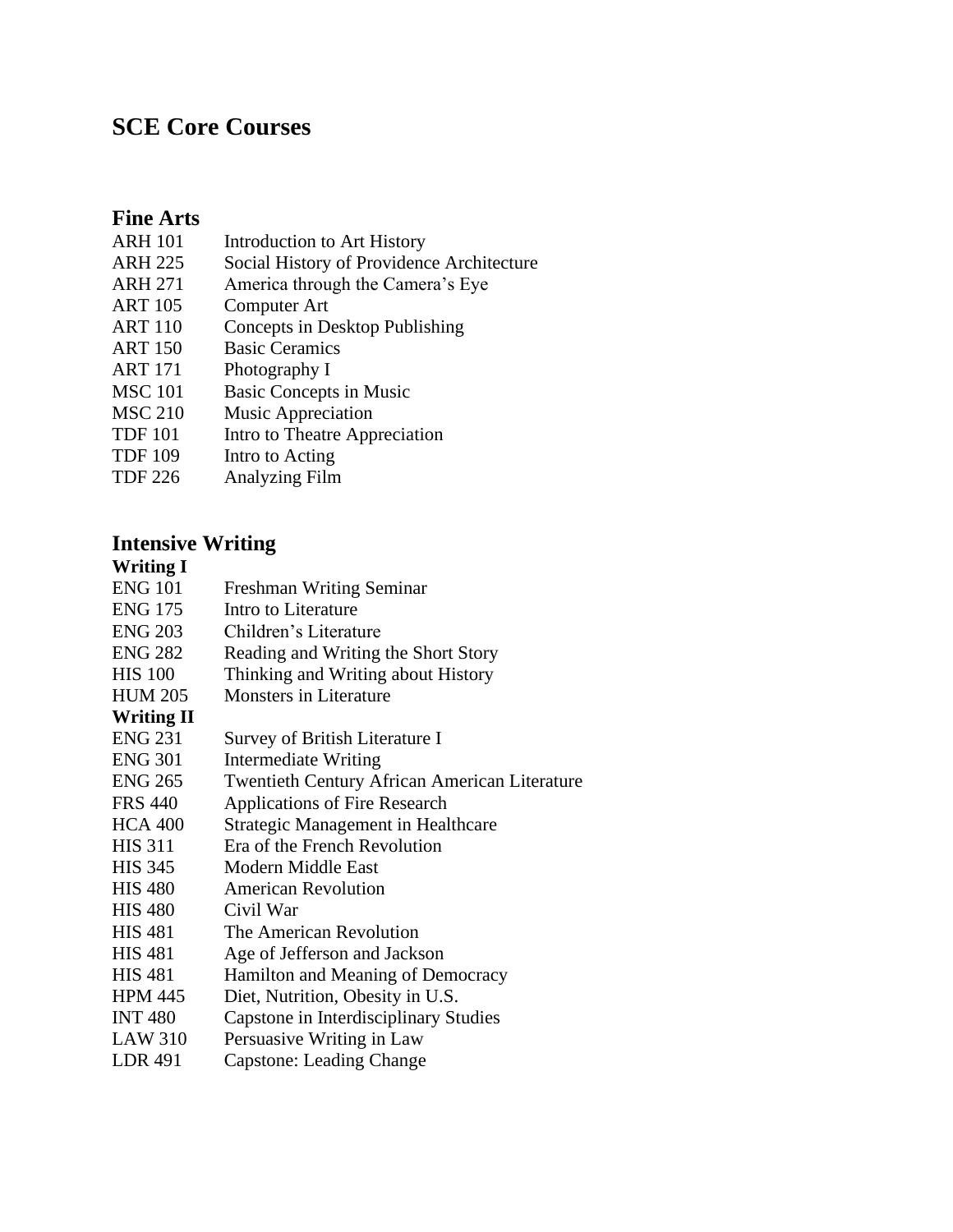# SCE Core Courses

## Fine Arts

| | |
|---|---|
| ARH 101 | Introduction to Art History |
| ARH 225 | Social History of Providence Architecture |
| ARH 271 | America through the Camera's Eye |
| ART 105 | Computer Art |
| ART 110 | Concepts in Desktop Publishing |
| ART 150 | Basic Ceramics |
| ART 171 | Photography I |
| MSC 101 | Basic Concepts in Music |
| MSC 210 | Music Appreciation |
| TDF 101 | Intro to Theatre Appreciation |
| TDF 109 | Intro to Acting |
| TDF 226 | Analyzing Film |

## Intensive Writing

### Writing I

| | |
|---|---|
| ENG 101 | Freshman Writing Seminar |
| ENG 175 | Intro to Literature |
| ENG 203 | Children's Literature |
| ENG 282 | Reading and Writing the Short Story |
| HIS 100 | Thinking and Writing about History |
| HUM 205 | Monsters in Literature |

### Writing II

| | |
|---|---|
| ENG 231 | Survey of British Literature I |
| ENG 301 | Intermediate Writing |
| ENG 265 | Twentieth Century African American Literature |
| FRS 440 | Applications of Fire Research |
| HCA 400 | Strategic Management in Healthcare |
| HIS 311 | Era of the French Revolution |
| HIS 345 | Modern Middle East |
| HIS 480 | American Revolution |
| HIS 480 | Civil War |
| HIS 481 | The American Revolution |
| HIS 481 | Age of Jefferson and Jackson |
| HIS 481 | Hamilton and Meaning of Democracy |
| HPM 445 | Diet, Nutrition, Obesity in U.S. |
| INT 480 | Capstone in Interdisciplinary Studies |
| LAW 310 | Persuasive Writing in Law |
| LDR 491 | Capstone: Leading Change |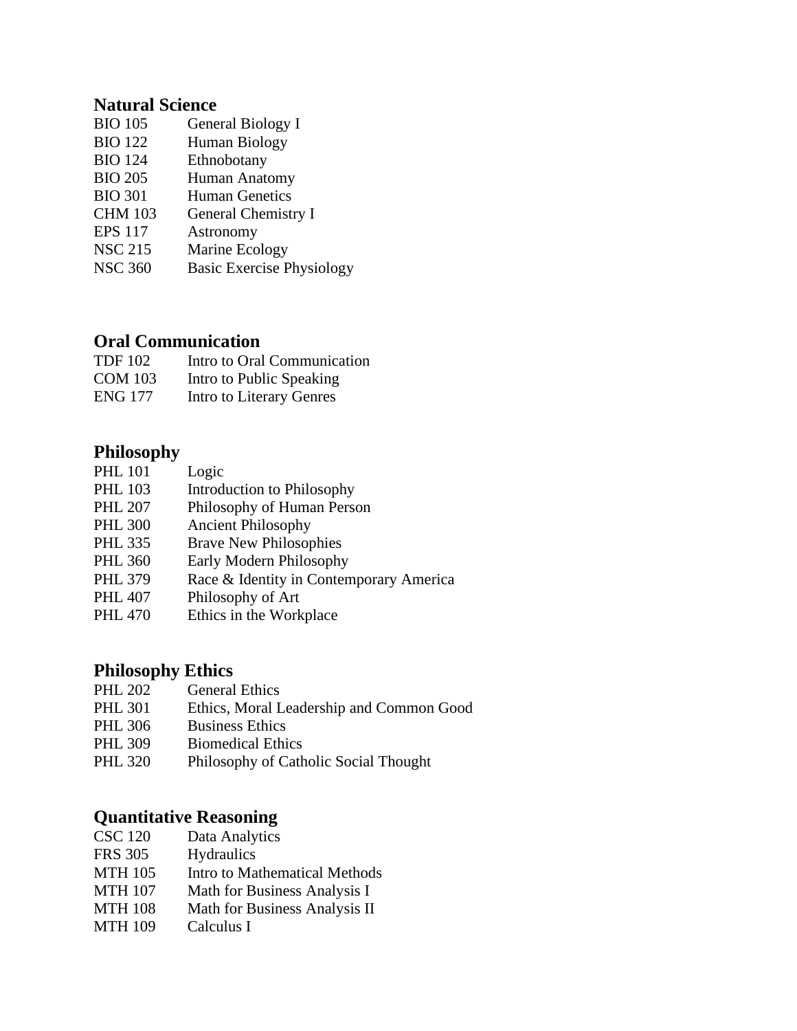## Natural Science

| | |
|---|---|
| BIO 105 | General Biology I |
| BIO 122 | Human Biology |
| BIO 124 | Ethnobotany |
| BIO 205 | Human Anatomy |
| BIO 301 | Human Genetics |
| CHM 103 | General Chemistry I |
| EPS 117 | Astronomy |
| NSC 215 | Marine Ecology |
| NSC 360 | Basic Exercise Physiology |

## Oral Communication

| | |
|---|---|
| TDF 102 | Intro to Oral Communication |
| COM 103 | Intro to Public Speaking |
| ENG 177 | Intro to Literary Genres |

## Philosophy

| | |
|---|---|
| PHL 101 | Logic |
| PHL 103 | Introduction to Philosophy |
| PHL 207 | Philosophy of Human Person |
| PHL 300 | Ancient Philosophy |
| PHL 335 | Brave New Philosophies |
| PHL 360 | Early Modern Philosophy |
| PHL 379 | Race & Identity in Contemporary America |
| PHL 407 | Philosophy of Art |
| PHL 470 | Ethics in the Workplace |

## Philosophy Ethics

| | |
|---|---|
| PHL 202 | General Ethics |
| PHL 301 | Ethics, Moral Leadership and Common Good |
| PHL 306 | Business Ethics |
| PHL 309 | Biomedical Ethics |
| PHL 320 | Philosophy of Catholic Social Thought |

## Quantitative Reasoning

| | |
|---|---|
| CSC 120 | Data Analytics |
| FRS 305 | Hydraulics |
| MTH 105 | Intro to Mathematical Methods |
| MTH 107 | Math for Business Analysis I |
| MTH 108 | Math for Business Analysis II |
| MTH 109 | Calculus I |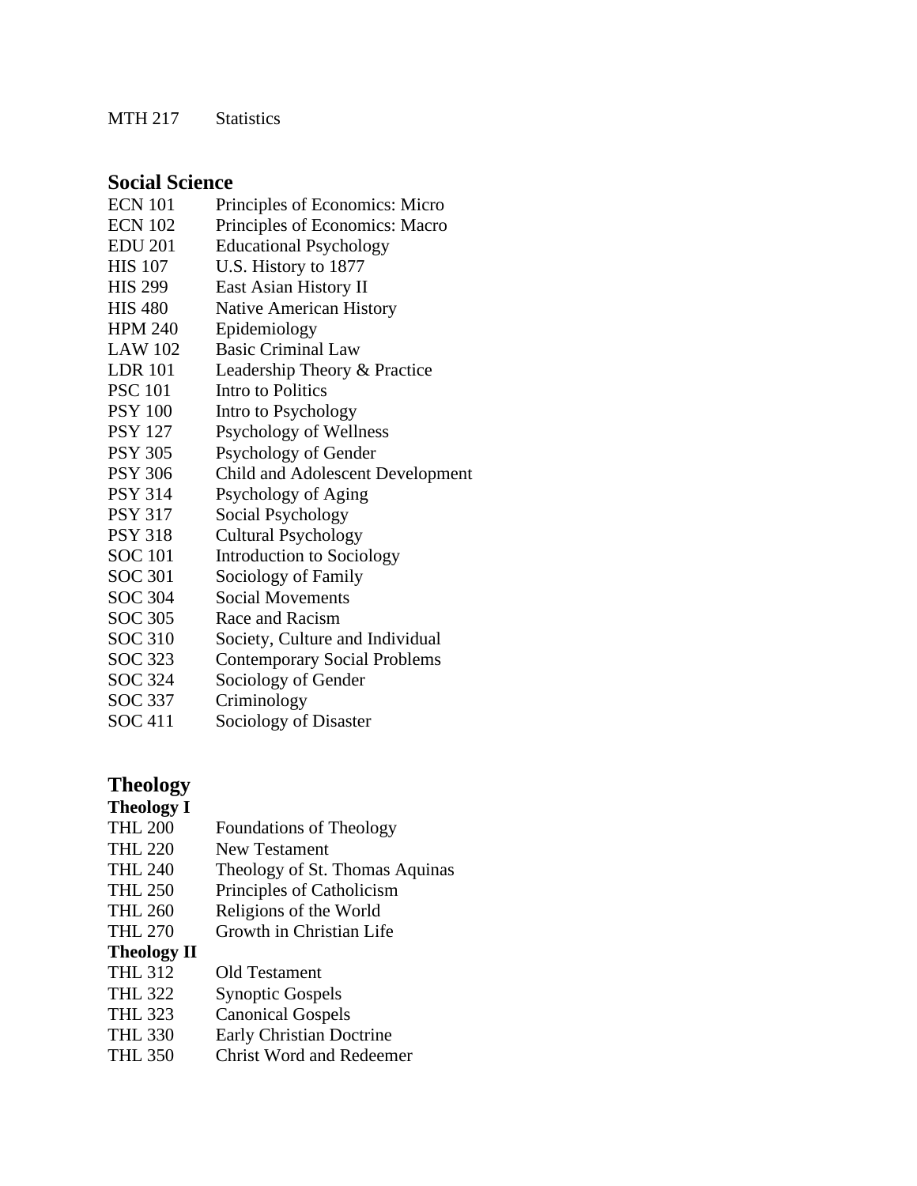MTH 217 Statistics

## Social Science

ECN 101 Principles of Economics: Micro
ECN 102 Principles of Economics: Macro
EDU 201 Educational Psychology
HIS 107 U.S. History to 1877
HIS 299 East Asian History II
HIS 480 Native American History
HPM 240 Epidemiology
LAW 102 Basic Criminal Law
LDR 101 Leadership Theory & Practice
PSC 101 Intro to Politics
PSY 100 Intro to Psychology
PSY 127 Psychology of Wellness
PSY 305 Psychology of Gender
PSY 306 Child and Adolescent Development
PSY 314 Psychology of Aging
PSY 317 Social Psychology
PSY 318 Cultural Psychology
SOC 101 Introduction to Sociology
SOC 301 Sociology of Family
SOC 304 Social Movements
SOC 305 Race and Racism
SOC 310 Society, Culture and Individual
SOC 323 Contemporary Social Problems
SOC 324 Sociology of Gender
SOC 337 Criminology
SOC 411 Sociology of Disaster

## Theology

**Theology I**

THL 200 Foundations of Theology
THL 220 New Testament
THL 240 Theology of St. Thomas Aquinas
THL 250 Principles of Catholicism
THL 260 Religions of the World
THL 270 Growth in Christian Life

**Theology II**

THL 312 Old Testament
THL 322 Synoptic Gospels
THL 323 Canonical Gospels
THL 330 Early Christian Doctrine
THL 350 Christ Word and Redeemer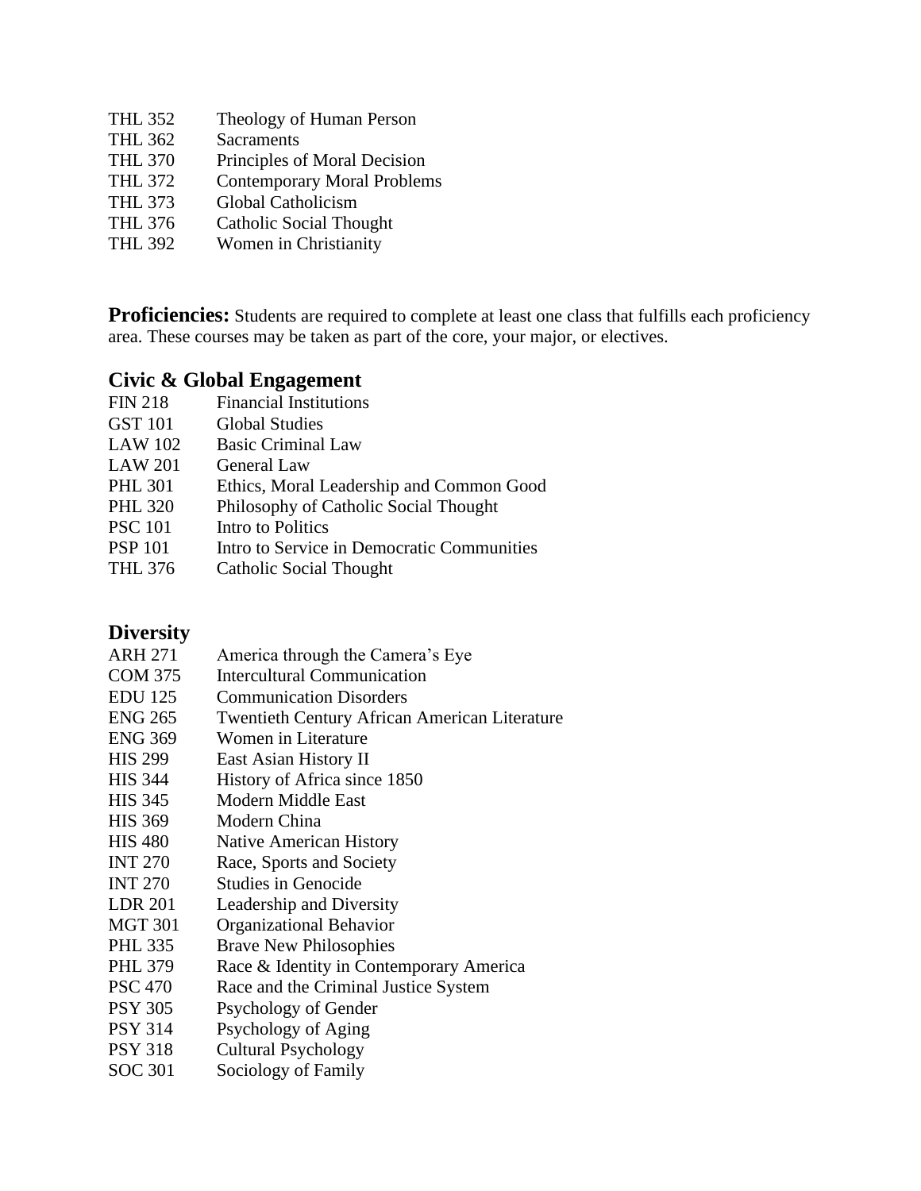| | |
|---|---|
| THL 352 | Theology of Human Person |
| THL 362 | Sacraments |
| THL 370 | Principles of Moral Decision |
| THL 372 | Contemporary Moral Problems |
| THL 373 | Global Catholicism |
| THL 376 | Catholic Social Thought |
| THL 392 | Women in Christianity |

**Proficiencies:** Students are required to complete at least one class that fulfills each proficiency area. These courses may be taken as part of the core, your major, or electives.

## Civic & Global Engagement

| | |
|---|---|
| FIN 218 | Financial Institutions |
| GST 101 | Global Studies |
| LAW 102 | Basic Criminal Law |
| LAW 201 | General Law |
| PHL 301 | Ethics, Moral Leadership and Common Good |
| PHL 320 | Philosophy of Catholic Social Thought |
| PSC 101 | Intro to Politics |
| PSP 101 | Intro to Service in Democratic Communities |
| THL 376 | Catholic Social Thought |

## Diversity

| | |
|---|---|
| ARH 271 | America through the Camera's Eye |
| COM 375 | Intercultural Communication |
| EDU 125 | Communication Disorders |
| ENG 265 | Twentieth Century African American Literature |
| ENG 369 | Women in Literature |
| HIS 299 | East Asian History II |
| HIS 344 | History of Africa since 1850 |
| HIS 345 | Modern Middle East |
| HIS 369 | Modern China |
| HIS 480 | Native American History |
| INT 270 | Race, Sports and Society |
| INT 270 | Studies in Genocide |
| LDR 201 | Leadership and Diversity |
| MGT 301 | Organizational Behavior |
| PHL 335 | Brave New Philosophies |
| PHL 379 | Race & Identity in Contemporary America |
| PSC 470 | Race and the Criminal Justice System |
| PSY 305 | Psychology of Gender |
| PSY 314 | Psychology of Aging |
| PSY 318 | Cultural Psychology |
| SOC 301 | Sociology of Family |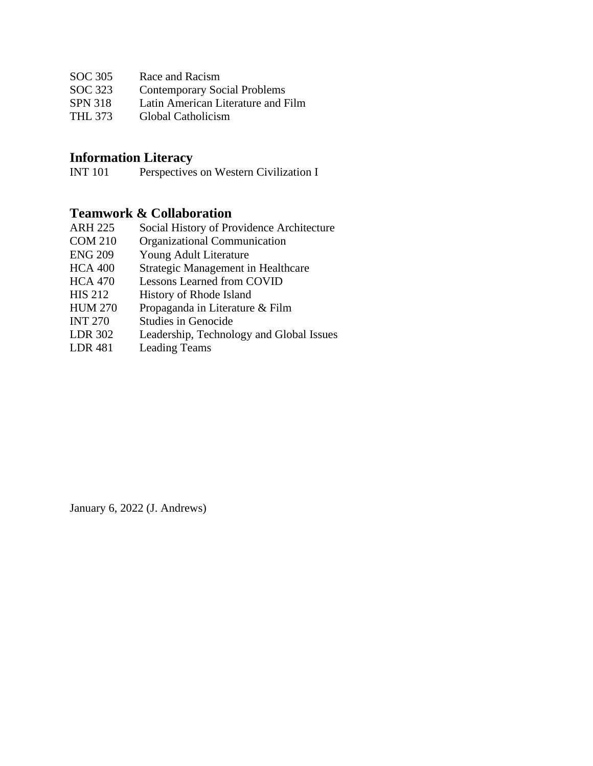SOC 305 Race and Racism
SOC 323 Contemporary Social Problems
SPN 318 Latin American Literature and Film
THL 373 Global Catholicism

## Information Literacy

INT 101 Perspectives on Western Civilization I

## Teamwork & Collaboration

ARH 225 Social History of Providence Architecture
COM 210 Organizational Communication
ENG 209 Young Adult Literature
HCA 400 Strategic Management in Healthcare
HCA 470 Lessons Learned from COVID
HIS 212 History of Rhode Island
HUM 270 Propaganda in Literature & Film
INT 270 Studies in Genocide
LDR 302 Leadership, Technology and Global Issues
LDR 481 Leading Teams

January 6, 2022 (J. Andrews)